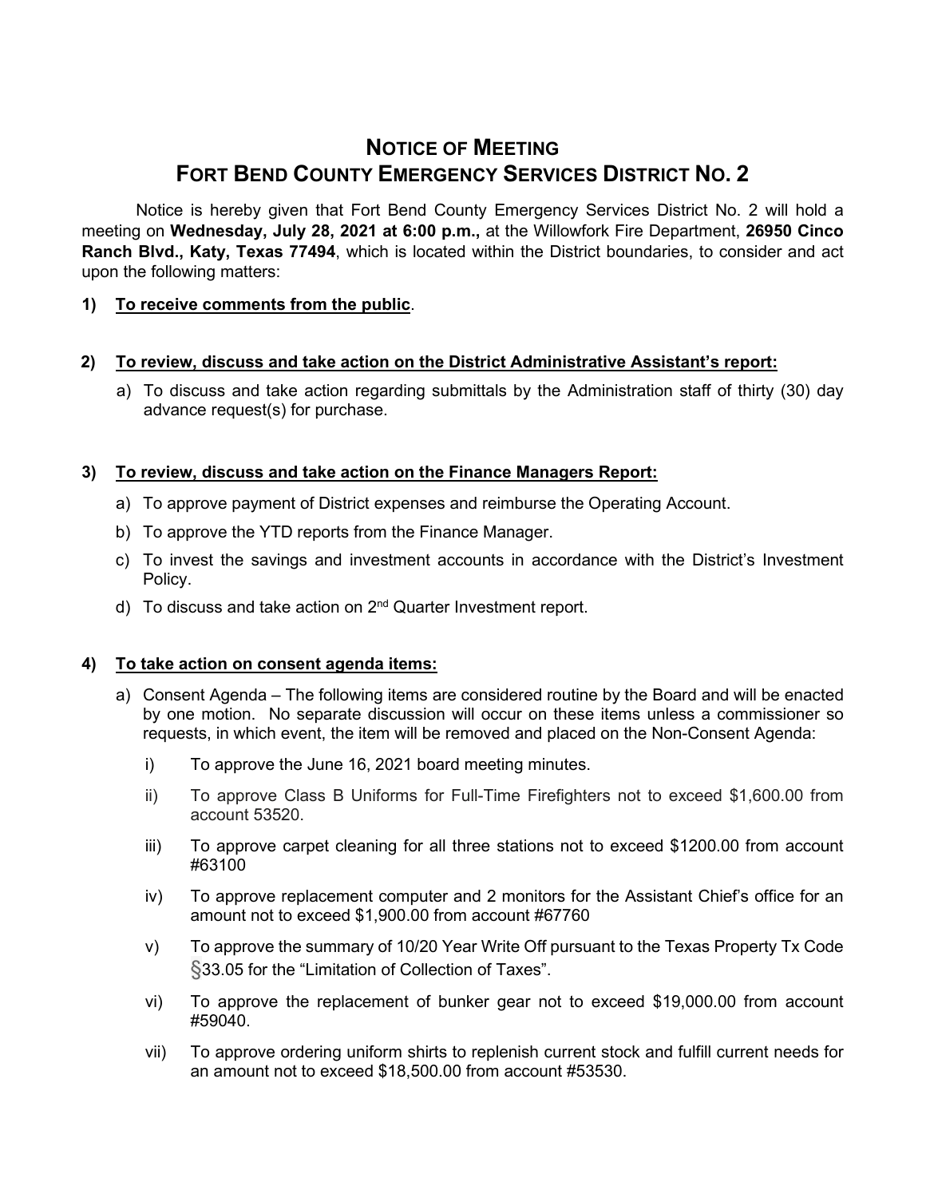# NOTICE OF MEETING
# FORT BEND COUNTY EMERGENCY SERVICES DISTRICT NO. 2

Notice is hereby given that Fort Bend County Emergency Services District No. 2 will hold a meeting on **Wednesday, July 28, 2021 at 6:00 p.m.,** at the Willowfork Fire Department, **26950 Cinco Ranch Blvd., Katy, Texas 77494**, which is located within the District boundaries, to consider and act upon the following matters:

**1) <u>To receive comments from the public</u>**.

**2) <u>To review, discuss and take action on the District Administrative Assistant's report:</u>**

a) To discuss and take action regarding submittals by the Administration staff of thirty (30) day advance request(s) for purchase.

**3) <u>To review, discuss and take action on the Finance Managers Report:</u>**

a) To approve payment of District expenses and reimburse the Operating Account.

b) To approve the YTD reports from the Finance Manager.

c) To invest the savings and investment accounts in accordance with the District's Investment Policy.

d) To discuss and take action on 2nd Quarter Investment report.

**4) <u>To take action on consent agenda items:</u>**

a) Consent Agenda – The following items are considered routine by the Board and will be enacted by one motion. No separate discussion will occur on these items unless a commissioner so requests, in which event, the item will be removed and placed on the Non-Consent Agenda:

i) To approve the June 16, 2021 board meeting minutes.

ii) To approve Class B Uniforms for Full-Time Firefighters not to exceed $1,600.00 from account 53520.

iii) To approve carpet cleaning for all three stations not to exceed $1200.00 from account #63100

iv) To approve replacement computer and 2 monitors for the Assistant Chief's office for an amount not to exceed $1,900.00 from account #67760

v) To approve the summary of 10/20 Year Write Off pursuant to the Texas Property Tx Code §33.05 for the "Limitation of Collection of Taxes".

vi) To approve the replacement of bunker gear not to exceed $19,000.00 from account #59040.

vii) To approve ordering uniform shirts to replenish current stock and fulfill current needs for an amount not to exceed $18,500.00 from account #53530.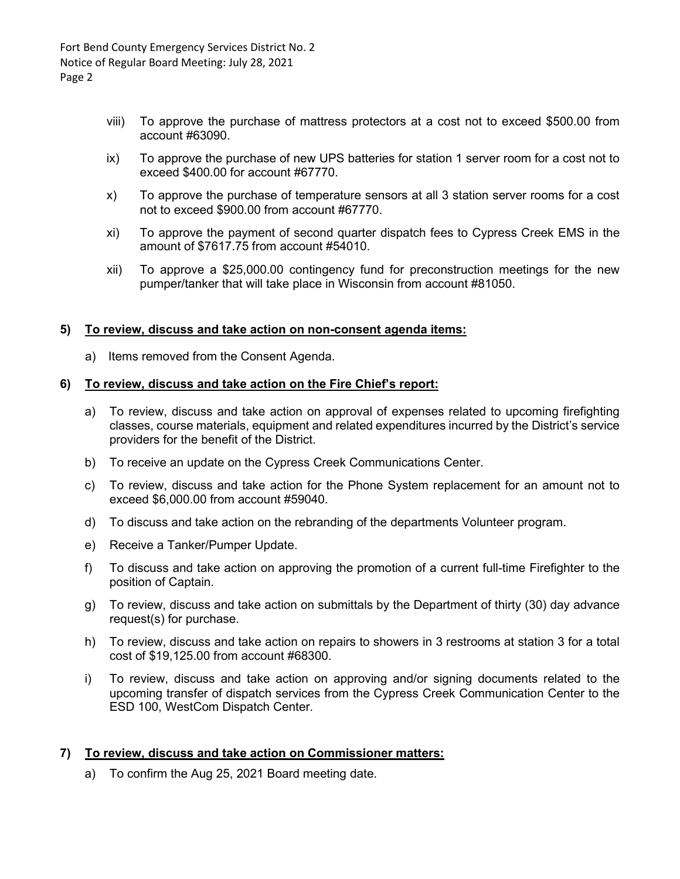viii) To approve the purchase of mattress protectors at a cost not to exceed $500.00 from account #63090.

ix) To approve the purchase of new UPS batteries for station 1 server room for a cost not to exceed $400.00 for account #67770.

x) To approve the purchase of temperature sensors at all 3 station server rooms for a cost not to exceed $900.00 from account #67770.

xi) To approve the payment of second quarter dispatch fees to Cypress Creek EMS in the amount of $7617.75 from account #54010.

xii) To approve a $25,000.00 contingency fund for preconstruction meetings for the new pumper/tanker that will take place in Wisconsin from account #81050.

**5) <u>To review, discuss and take action on non-consent agenda items:</u>**

a) Items removed from the Consent Agenda.

**6) <u>To review, discuss and take action on the Fire Chief's report:</u>**

a) To review, discuss and take action on approval of expenses related to upcoming firefighting classes, course materials, equipment and related expenditures incurred by the District's service providers for the benefit of the District.

b) To receive an update on the Cypress Creek Communications Center.

c) To review, discuss and take action for the Phone System replacement for an amount not to exceed $6,000.00 from account #59040.

d) To discuss and take action on the rebranding of the departments Volunteer program.

e) Receive a Tanker/Pumper Update.

f) To discuss and take action on approving the promotion of a current full-time Firefighter to the position of Captain.

g) To review, discuss and take action on submittals by the Department of thirty (30) day advance request(s) for purchase.

h) To review, discuss and take action on repairs to showers in 3 restrooms at station 3 for a total cost of $19,125.00 from account #68300.

i) To review, discuss and take action on approving and/or signing documents related to the upcoming transfer of dispatch services from the Cypress Creek Communication Center to the ESD 100, WestCom Dispatch Center.

**7) <u>To review, discuss and take action on Commissioner matters:</u>**

a) To confirm the Aug 25, 2021 Board meeting date.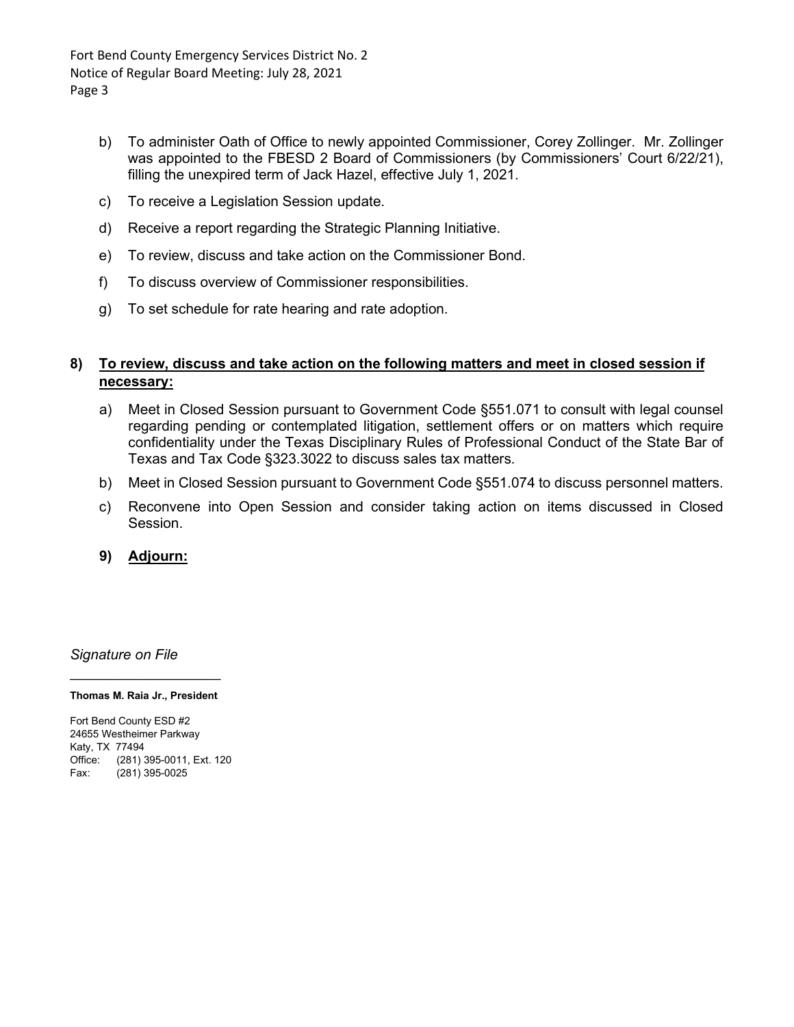b) To administer Oath of Office to newly appointed Commissioner, Corey Zollinger. Mr. Zollinger was appointed to the FBESD 2 Board of Commissioners (by Commissioners' Court 6/22/21), filling the unexpired term of Jack Hazel, effective July 1, 2021.

c) To receive a Legislation Session update.

d) Receive a report regarding the Strategic Planning Initiative.

e) To review, discuss and take action on the Commissioner Bond.

f) To discuss overview of Commissioner responsibilities.

g) To set schedule for rate hearing and rate adoption.

**8) <u>To review, discuss and take action on the following matters and meet in closed session if necessary:</u>**

a) Meet in Closed Session pursuant to Government Code §551.071 to consult with legal counsel regarding pending or contemplated litigation, settlement offers or on matters which require confidentiality under the Texas Disciplinary Rules of Professional Conduct of the State Bar of Texas and Tax Code §323.3022 to discuss sales tax matters.

b) Meet in Closed Session pursuant to Government Code §551.074 to discuss personnel matters.

c) Reconvene into Open Session and consider taking action on items discussed in Closed Session.

**9) <u>Adjourn:</u>**

*Signature on File*

\_\_\_\_\_\_\_\_\_\_\_\_\_\_\_\_\_\_\_\_

**Thomas M. Raia Jr., President**

Fort Bend County ESD #2
24655 Westheimer Parkway
Katy, TX 77494
Office: (281) 395-0011, Ext. 120
Fax: (281) 395-0025